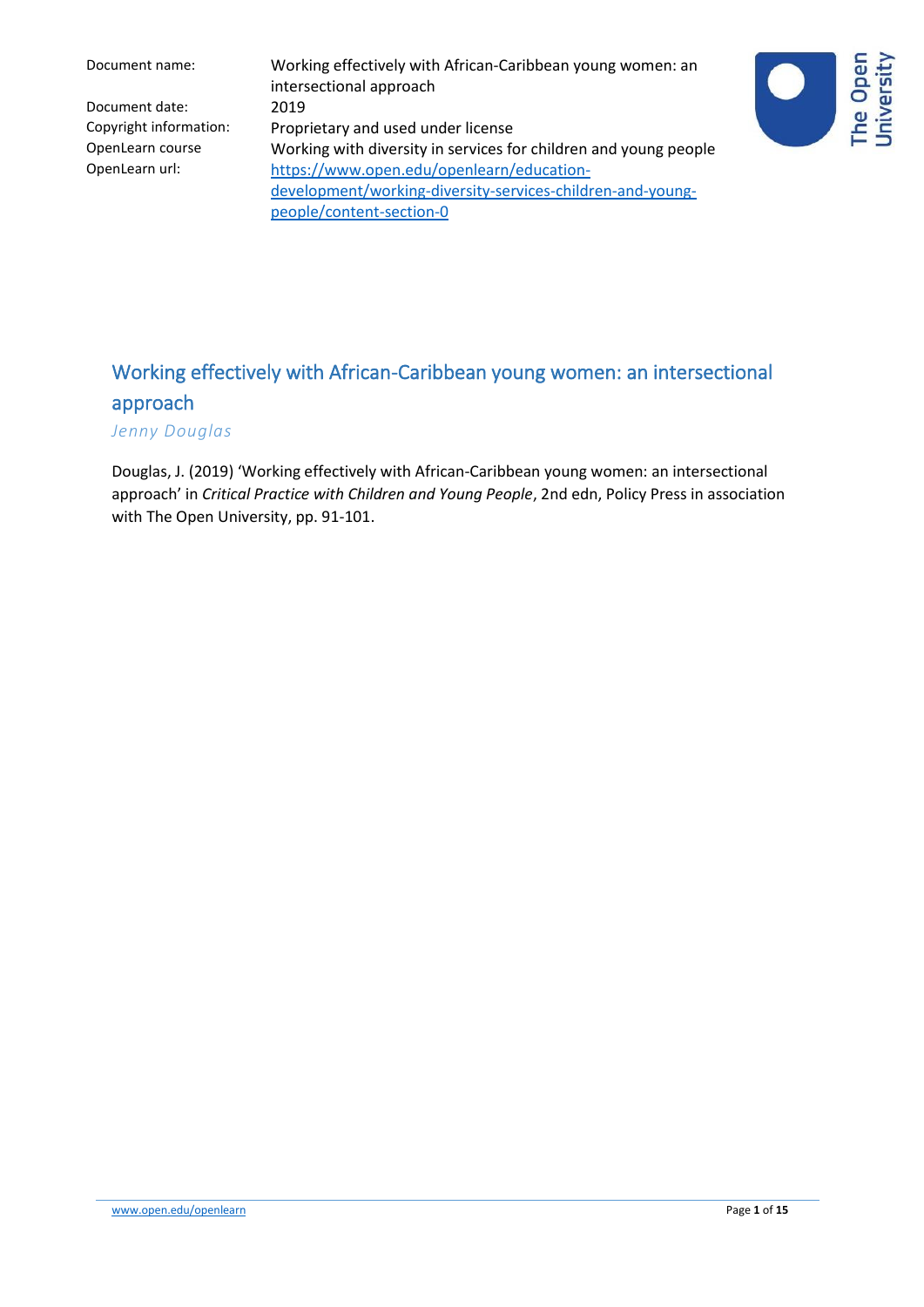Document name: Working effectively with African-Caribbean young women: an intersectional approach

Document date: 2019

Copyright information: Proprietary and used under license

OpenLearn course: Working with diversity in services for children and young people

OpenLearn url: https://www.open.edu/openlearn/education-development/working-diversity-services-children-and-young-people/content-section-0

# Working effectively with African-Caribbean young women: an intersectional approach

*Jenny Douglas*

Douglas, J. (2019) 'Working effectively with African-Caribbean young women: an intersectional approach' in *Critical Practice with Children and Young People*, 2nd edn, Policy Press in association with The Open University, pp. 91-101.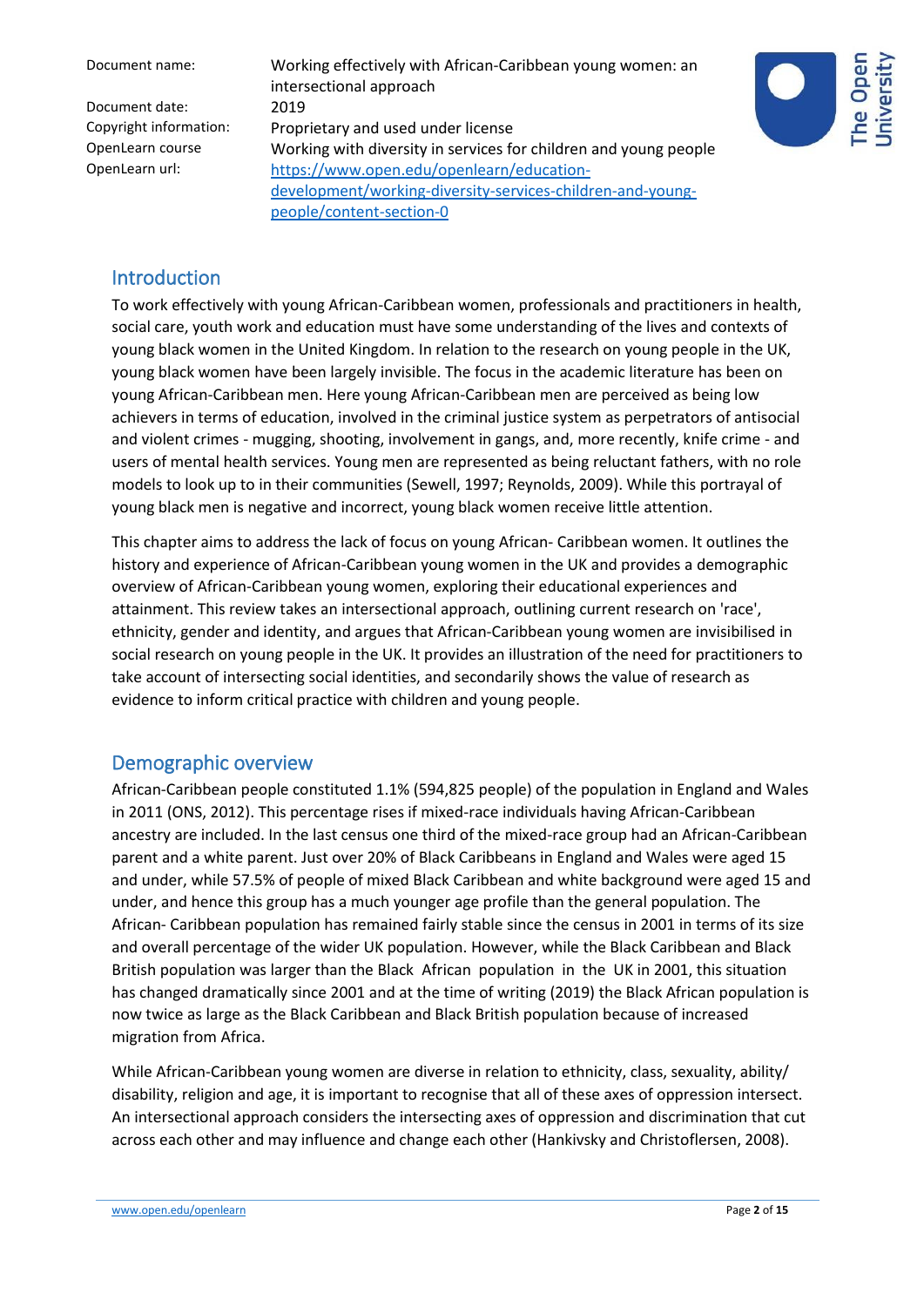| | |
|---|---|
| Document name: | Working effectively with African-Caribbean young women: an intersectional approach |
| Document date: | 2019 |
| Copyright information: | Proprietary and used under license |
| OpenLearn course | Working with diversity in services for children and young people |
| OpenLearn url: | https://www.open.edu/openlearn/education-development/working-diversity-services-children-and-young-people/content-section-0 |

## Introduction

To work effectively with young African-Caribbean women, professionals and practitioners in health, social care, youth work and education must have some understanding of the lives and contexts of young black women in the United Kingdom. In relation to the research on young people in the UK, young black women have been largely invisible. The focus in the academic literature has been on young African-Caribbean men. Here young African-Caribbean men are perceived as being low achievers in terms of education, involved in the criminal justice system as perpetrators of antisocial and violent crimes - mugging, shooting, involvement in gangs, and, more recently, knife crime - and users of mental health services. Young men are represented as being reluctant fathers, with no role models to look up to in their communities (Sewell, 1997; Reynolds, 2009). While this portrayal of young black men is negative and incorrect, young black women receive little attention.

This chapter aims to address the lack of focus on young African- Caribbean women. It outlines the history and experience of African-Caribbean young women in the UK and provides a demographic overview of African-Caribbean young women, exploring their educational experiences and attainment. This review takes an intersectional approach, outlining current research on 'race', ethnicity, gender and identity, and argues that African-Caribbean young women are invisibilised in social research on young people in the UK. It provides an illustration of the need for practitioners to take account of intersecting social identities, and secondarily shows the value of research as evidence to inform critical practice with children and young people.

## Demographic overview

African-Caribbean people constituted 1.1% (594,825 people) of the population in England and Wales in 2011 (ONS, 2012). This percentage rises if mixed-race individuals having African-Caribbean ancestry are included. In the last census one third of the mixed-race group had an African-Caribbean parent and a white parent. Just over 20% of Black Caribbeans in England and Wales were aged 15 and under, while 57.5% of people of mixed Black Caribbean and white background were aged 15 and under, and hence this group has a much younger age profile than the general population. The African- Caribbean population has remained fairly stable since the census in 2001 in terms of its size and overall percentage of the wider UK population. However, while the Black Caribbean and Black British population was larger than the Black African population in the UK in 2001, this situation has changed dramatically since 2001 and at the time of writing (2019) the Black African population is now twice as large as the Black Caribbean and Black British population because of increased migration from Africa.

While African-Caribbean young women are diverse in relation to ethnicity, class, sexuality, ability/ disability, religion and age, it is important to recognise that all of these axes of oppression intersect. An intersectional approach considers the intersecting axes of oppression and discrimination that cut across each other and may influence and change each other (Hankivsky and Christoflersen, 2008).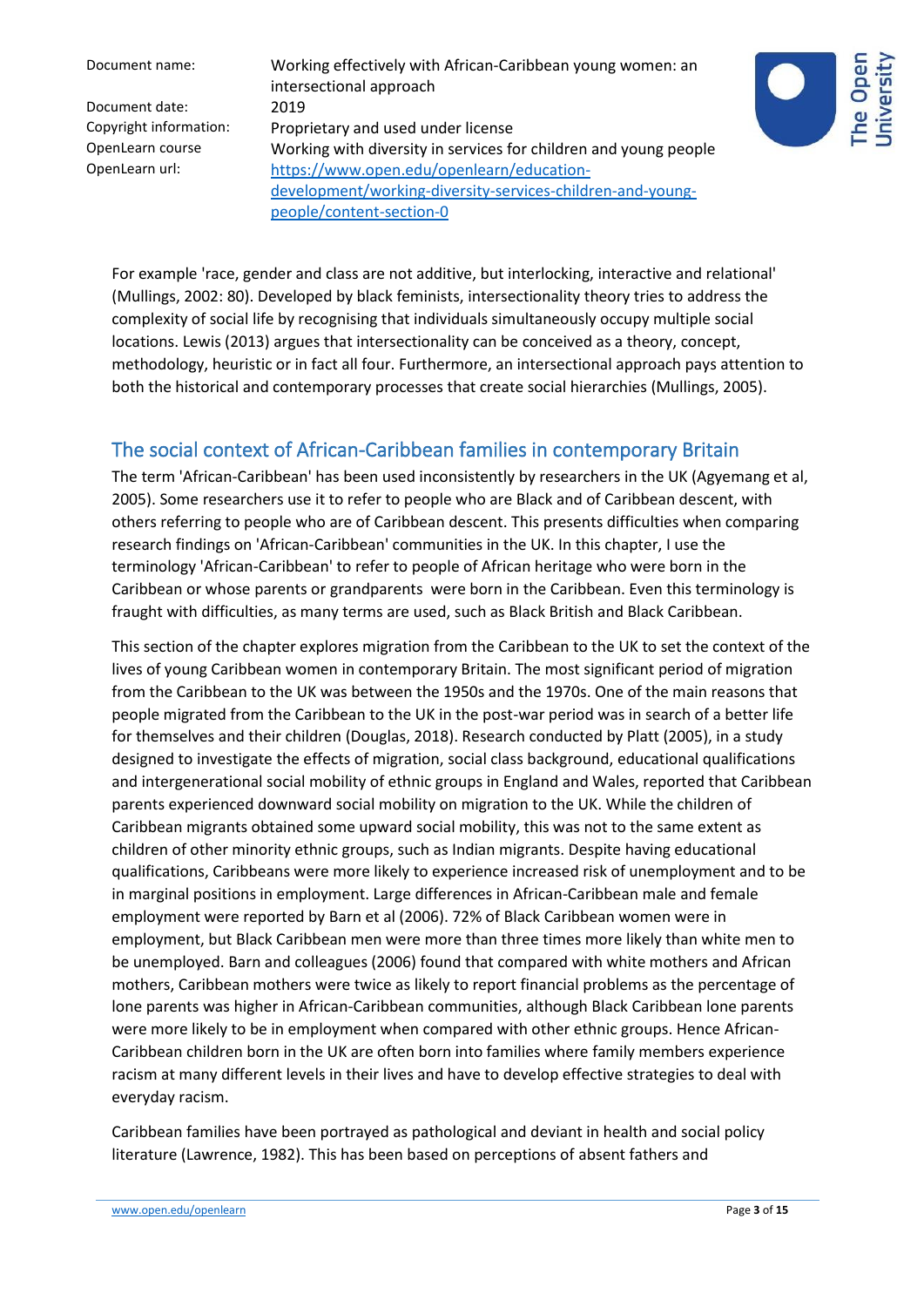For example 'race, gender and class are not additive, but interlocking, interactive and relational' (Mullings, 2002: 80). Developed by black feminists, intersectionality theory tries to address the complexity of social life by recognising that individuals simultaneously occupy multiple social locations. Lewis (2013) argues that intersectionality can be conceived as a theory, concept, methodology, heuristic or in fact all four. Furthermore, an intersectional approach pays attention to both the historical and contemporary processes that create social hierarchies (Mullings, 2005).

## The social context of African-Caribbean families in contemporary Britain

The term 'African-Caribbean' has been used inconsistently by researchers in the UK (Agyemang et al, 2005). Some researchers use it to refer to people who are Black and of Caribbean descent, with others referring to people who are of Caribbean descent. This presents difficulties when comparing research findings on 'African-Caribbean' communities in the UK. In this chapter, I use the terminology 'African-Caribbean' to refer to people of African heritage who were born in the Caribbean or whose parents or grandparents were born in the Caribbean. Even this terminology is fraught with difficulties, as many terms are used, such as Black British and Black Caribbean.

This section of the chapter explores migration from the Caribbean to the UK to set the context of the lives of young Caribbean women in contemporary Britain. The most significant period of migration from the Caribbean to the UK was between the 1950s and the 1970s. One of the main reasons that people migrated from the Caribbean to the UK in the post-war period was in search of a better life for themselves and their children (Douglas, 2018). Research conducted by Platt (2005), in a study designed to investigate the effects of migration, social class background, educational qualifications and intergenerational social mobility of ethnic groups in England and Wales, reported that Caribbean parents experienced downward social mobility on migration to the UK. While the children of Caribbean migrants obtained some upward social mobility, this was not to the same extent as children of other minority ethnic groups, such as Indian migrants. Despite having educational qualifications, Caribbeans were more likely to experience increased risk of unemployment and to be in marginal positions in employment. Large differences in African-Caribbean male and female employment were reported by Barn et al (2006). 72% of Black Caribbean women were in employment, but Black Caribbean men were more than three times more likely than white men to be unemployed. Barn and colleagues (2006) found that compared with white mothers and African mothers, Caribbean mothers were twice as likely to report financial problems as the percentage of lone parents was higher in African-Caribbean communities, although Black Caribbean lone parents were more likely to be in employment when compared with other ethnic groups. Hence African-Caribbean children born in the UK are often born into families where family members experience racism at many different levels in their lives and have to develop effective strategies to deal with everyday racism.

Caribbean families have been portrayed as pathological and deviant in health and social policy literature (Lawrence, 1982). This has been based on perceptions of absent fathers and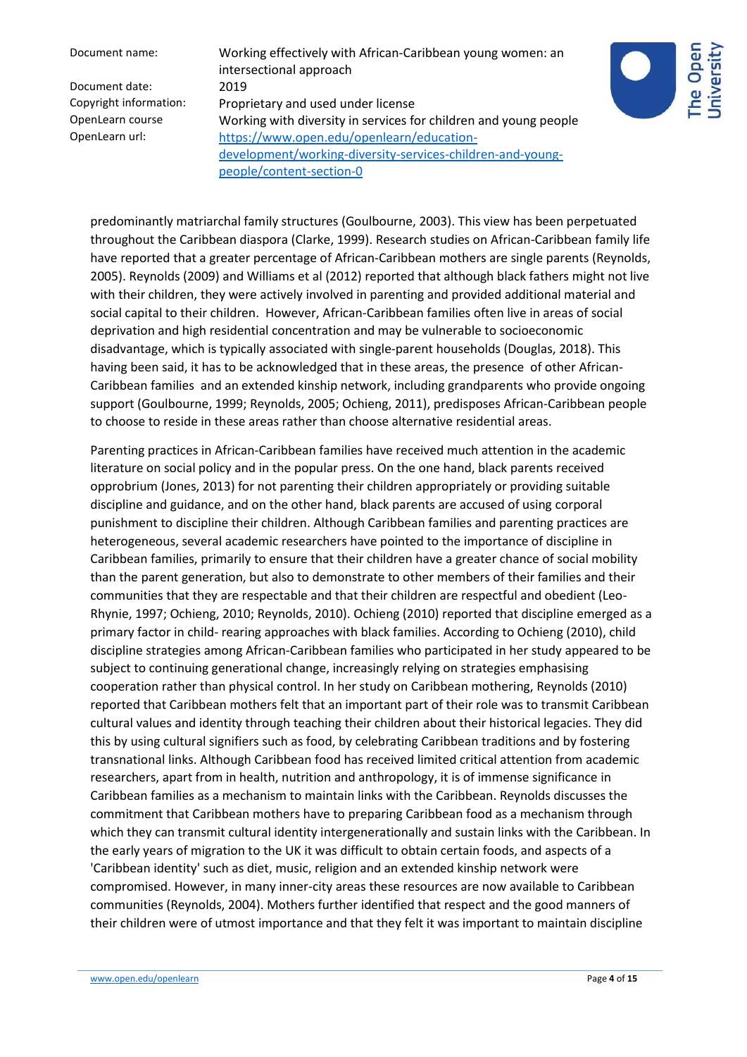predominantly matriarchal family structures (Goulbourne, 2003). This view has been perpetuated throughout the Caribbean diaspora (Clarke, 1999). Research studies on African-Caribbean family life have reported that a greater percentage of African-Caribbean mothers are single parents (Reynolds, 2005). Reynolds (2009) and Williams et al (2012) reported that although black fathers might not live with their children, they were actively involved in parenting and provided additional material and social capital to their children. However, African-Caribbean families often live in areas of social deprivation and high residential concentration and may be vulnerable to socioeconomic disadvantage, which is typically associated with single-parent households (Douglas, 2018). This having been said, it has to be acknowledged that in these areas, the presence of other African-Caribbean families and an extended kinship network, including grandparents who provide ongoing support (Goulbourne, 1999; Reynolds, 2005; Ochieng, 2011), predisposes African-Caribbean people to choose to reside in these areas rather than choose alternative residential areas.

Parenting practices in African-Caribbean families have received much attention in the academic literature on social policy and in the popular press. On the one hand, black parents received opprobrium (Jones, 2013) for not parenting their children appropriately or providing suitable discipline and guidance, and on the other hand, black parents are accused of using corporal punishment to discipline their children. Although Caribbean families and parenting practices are heterogeneous, several academic researchers have pointed to the importance of discipline in Caribbean families, primarily to ensure that their children have a greater chance of social mobility than the parent generation, but also to demonstrate to other members of their families and their communities that they are respectable and that their children are respectful and obedient (Leo-Rhynie, 1997; Ochieng, 2010; Reynolds, 2010). Ochieng (2010) reported that discipline emerged as a primary factor in child- rearing approaches with black families. According to Ochieng (2010), child discipline strategies among African-Caribbean families who participated in her study appeared to be subject to continuing generational change, increasingly relying on strategies emphasising cooperation rather than physical control. In her study on Caribbean mothering, Reynolds (2010) reported that Caribbean mothers felt that an important part of their role was to transmit Caribbean cultural values and identity through teaching their children about their historical legacies. They did this by using cultural signifiers such as food, by celebrating Caribbean traditions and by fostering transnational links. Although Caribbean food has received limited critical attention from academic researchers, apart from in health, nutrition and anthropology, it is of immense significance in Caribbean families as a mechanism to maintain links with the Caribbean. Reynolds discusses the commitment that Caribbean mothers have to preparing Caribbean food as a mechanism through which they can transmit cultural identity intergenerationally and sustain links with the Caribbean. In the early years of migration to the UK it was difficult to obtain certain foods, and aspects of a 'Caribbean identity' such as diet, music, religion and an extended kinship network were compromised. However, in many inner-city areas these resources are now available to Caribbean communities (Reynolds, 2004). Mothers further identified that respect and the good manners of their children were of utmost importance and that they felt it was important to maintain discipline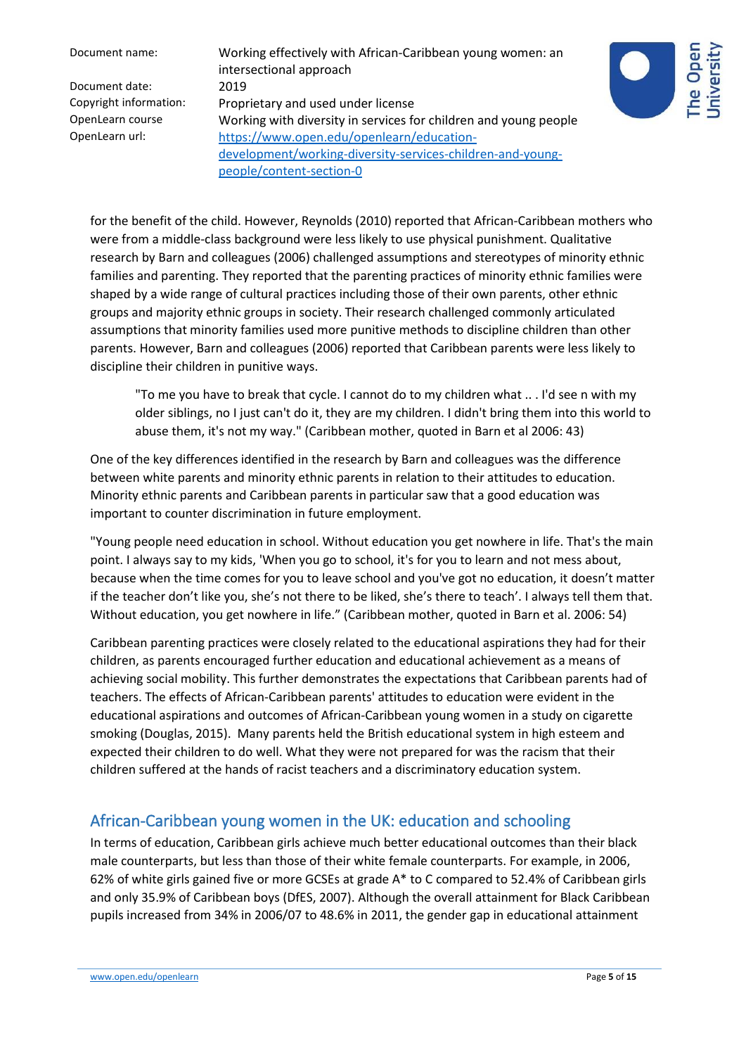for the benefit of the child. However, Reynolds (2010) reported that African-Caribbean mothers who were from a middle-class background were less likely to use physical punishment. Qualitative research by Barn and colleagues (2006) challenged assumptions and stereotypes of minority ethnic families and parenting. They reported that the parenting practices of minority ethnic families were shaped by a wide range of cultural practices including those of their own parents, other ethnic groups and majority ethnic groups in society. Their research challenged commonly articulated assumptions that minority families used more punitive methods to discipline children than other parents. However, Barn and colleagues (2006) reported that Caribbean parents were less likely to discipline their children in punitive ways.

> "To me you have to break that cycle. I cannot do to my children what .. . I'd see n with my older siblings, no I just can't do it, they are my children. I didn't bring them into this world to abuse them, it's not my way." (Caribbean mother, quoted in Barn et al 2006: 43)

One of the key differences identified in the research by Barn and colleagues was the difference between white parents and minority ethnic parents in relation to their attitudes to education. Minority ethnic parents and Caribbean parents in particular saw that a good education was important to counter discrimination in future employment.

"Young people need education in school. Without education you get nowhere in life. That's the main point. I always say to my kids, 'When you go to school, it's for you to learn and not mess about, because when the time comes for you to leave school and you've got no education, it doesn't matter if the teacher don't like you, she's not there to be liked, she's there to teach'. I always tell them that. Without education, you get nowhere in life." (Caribbean mother, quoted in Barn et al. 2006: 54)

Caribbean parenting practices were closely related to the educational aspirations they had for their children, as parents encouraged further education and educational achievement as a means of achieving social mobility. This further demonstrates the expectations that Caribbean parents had of teachers. The effects of African-Caribbean parents' attitudes to education were evident in the educational aspirations and outcomes of African-Caribbean young women in a study on cigarette smoking (Douglas, 2015). Many parents held the British educational system in high esteem and expected their children to do well. What they were not prepared for was the racism that their children suffered at the hands of racist teachers and a discriminatory education system.

## African-Caribbean young women in the UK: education and schooling

In terms of education, Caribbean girls achieve much better educational outcomes than their black male counterparts, but less than those of their white female counterparts. For example, in 2006, 62% of white girls gained five or more GCSEs at grade A* to C compared to 52.4% of Caribbean girls and only 35.9% of Caribbean boys (DfES, 2007). Although the overall attainment for Black Caribbean pupils increased from 34% in 2006/07 to 48.6% in 2011, the gender gap in educational attainment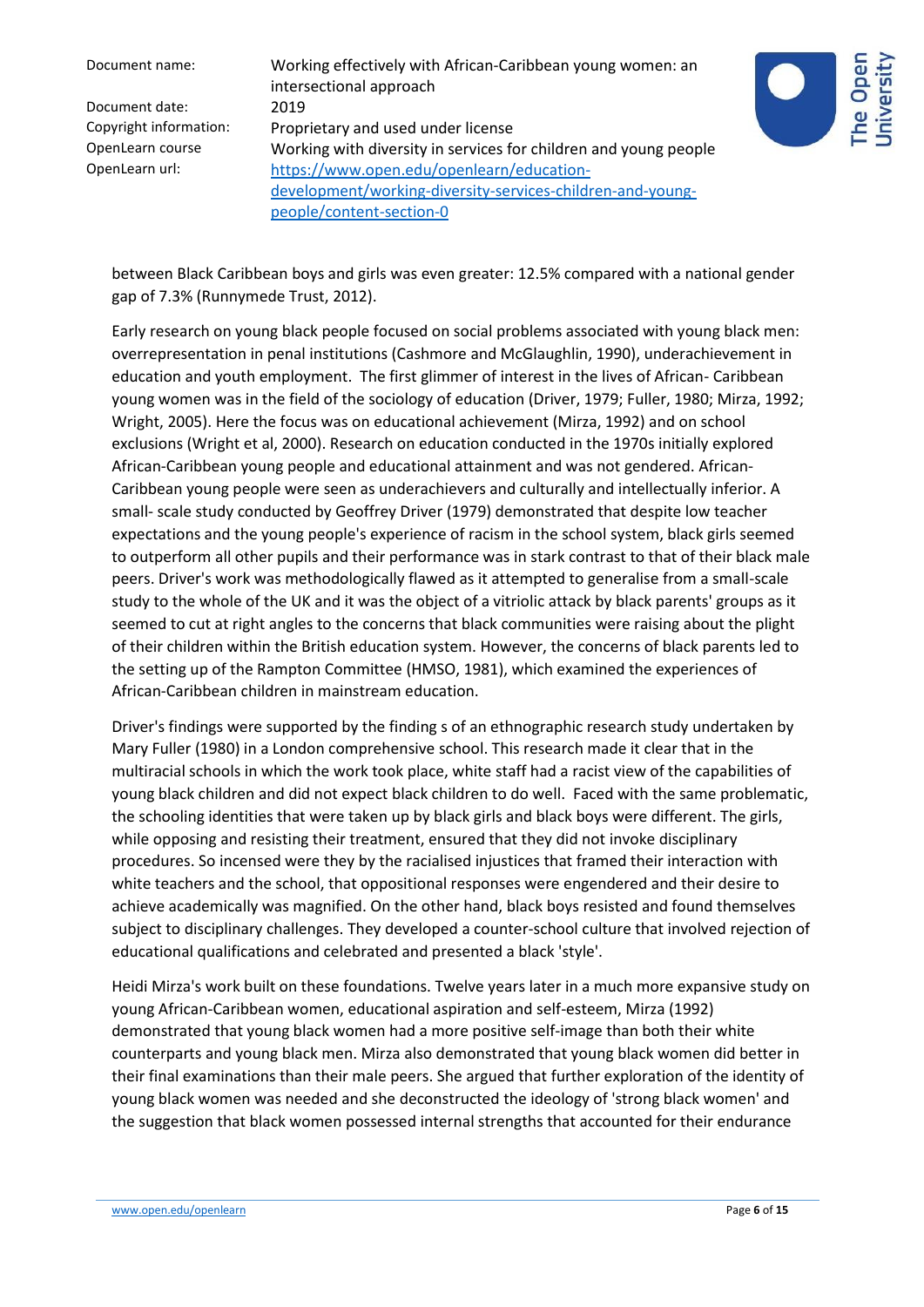between Black Caribbean boys and girls was even greater: 12.5% compared with a national gender gap of 7.3% (Runnymede Trust, 2012).

Early research on young black people focused on social problems associated with young black men: overrepresentation in penal institutions (Cashmore and McGlaughlin, 1990), underachievement in education and youth employment. The first glimmer of interest in the lives of African- Caribbean young women was in the field of the sociology of education (Driver, 1979; Fuller, 1980; Mirza, 1992; Wright, 2005). Here the focus was on educational achievement (Mirza, 1992) and on school exclusions (Wright et al, 2000). Research on education conducted in the 1970s initially explored African-Caribbean young people and educational attainment and was not gendered. African-Caribbean young people were seen as underachievers and culturally and intellectually inferior. A small- scale study conducted by Geoffrey Driver (1979) demonstrated that despite low teacher expectations and the young people's experience of racism in the school system, black girls seemed to outperform all other pupils and their performance was in stark contrast to that of their black male peers. Driver's work was methodologically flawed as it attempted to generalise from a small-scale study to the whole of the UK and it was the object of a vitriolic attack by black parents' groups as it seemed to cut at right angles to the concerns that black communities were raising about the plight of their children within the British education system. However, the concerns of black parents led to the setting up of the Rampton Committee (HMSO, 1981), which examined the experiences of African-Caribbean children in mainstream education.

Driver's findings were supported by the finding s of an ethnographic research study undertaken by Mary Fuller (1980) in a London comprehensive school. This research made it clear that in the multiracial schools in which the work took place, white staff had a racist view of the capabilities of young black children and did not expect black children to do well. Faced with the same problematic, the schooling identities that were taken up by black girls and black boys were different. The girls, while opposing and resisting their treatment, ensured that they did not invoke disciplinary procedures. So incensed were they by the racialised injustices that framed their interaction with white teachers and the school, that oppositional responses were engendered and their desire to achieve academically was magnified. On the other hand, black boys resisted and found themselves subject to disciplinary challenges. They developed a counter-school culture that involved rejection of educational qualifications and celebrated and presented a black 'style'.

Heidi Mirza's work built on these foundations. Twelve years later in a much more expansive study on young African-Caribbean women, educational aspiration and self-esteem, Mirza (1992) demonstrated that young black women had a more positive self-image than both their white counterparts and young black men. Mirza also demonstrated that young black women did better in their final examinations than their male peers. She argued that further exploration of the identity of young black women was needed and she deconstructed the ideology of 'strong black women' and the suggestion that black women possessed internal strengths that accounted for their endurance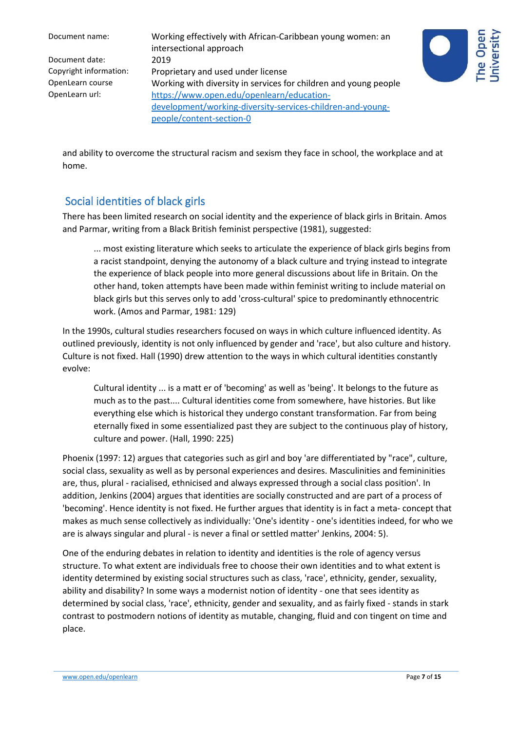and ability to overcome the structural racism and sexism they face in school, the workplace and at home.

## Social identities of black girls

There has been limited research on social identity and the experience of black girls in Britain. Amos and Parmar, writing from a Black British feminist perspective (1981), suggested:

> ... most existing literature which seeks to articulate the experience of black girls begins from a racist standpoint, denying the autonomy of a black culture and trying instead to integrate the experience of black people into more general discussions about life in Britain. On the other hand, token attempts have been made within feminist writing to include material on black girls but this serves only to add 'cross-cultural' spice to predominantly ethnocentric work. (Amos and Parmar, 1981: 129)

In the 1990s, cultural studies researchers focused on ways in which culture influenced identity. As outlined previously, identity is not only influenced by gender and 'race', but also culture and history. Culture is not fixed. Hall (1990) drew attention to the ways in which cultural identities constantly evolve:

> Cultural identity ... is a matt er of 'becoming' as well as 'being'. It belongs to the future as much as to the past.... Cultural identities come from somewhere, have histories. But like everything else which is historical they undergo constant transformation. Far from being eternally fixed in some essentialized past they are subject to the continuous play of history, culture and power. (Hall, 1990: 225)

Phoenix (1997: 12) argues that categories such as girl and boy 'are differentiated by "race", culture, social class, sexuality as well as by personal experiences and desires. Masculinities and femininities are, thus, plural - racialised, ethnicised and always expressed through a social class position'. In addition, Jenkins (2004) argues that identities are socially constructed and are part of a process of 'becoming'. Hence identity is not fixed. He further argues that identity is in fact a meta- concept that makes as much sense collectively as individually: 'One's identity - one's identities indeed, for who we are is always singular and plural - is never a final or settled matter' Jenkins, 2004: 5).

One of the enduring debates in relation to identity and identities is the role of agency versus structure. To what extent are individuals free to choose their own identities and to what extent is identity determined by existing social structures such as class, 'race', ethnicity, gender, sexuality, ability and disability? In some ways a modernist notion of identity - one that sees identity as determined by social class, 'race', ethnicity, gender and sexuality, and as fairly fixed - stands in stark contrast to postmodern notions of identity as mutable, changing, fluid and con tingent on time and place.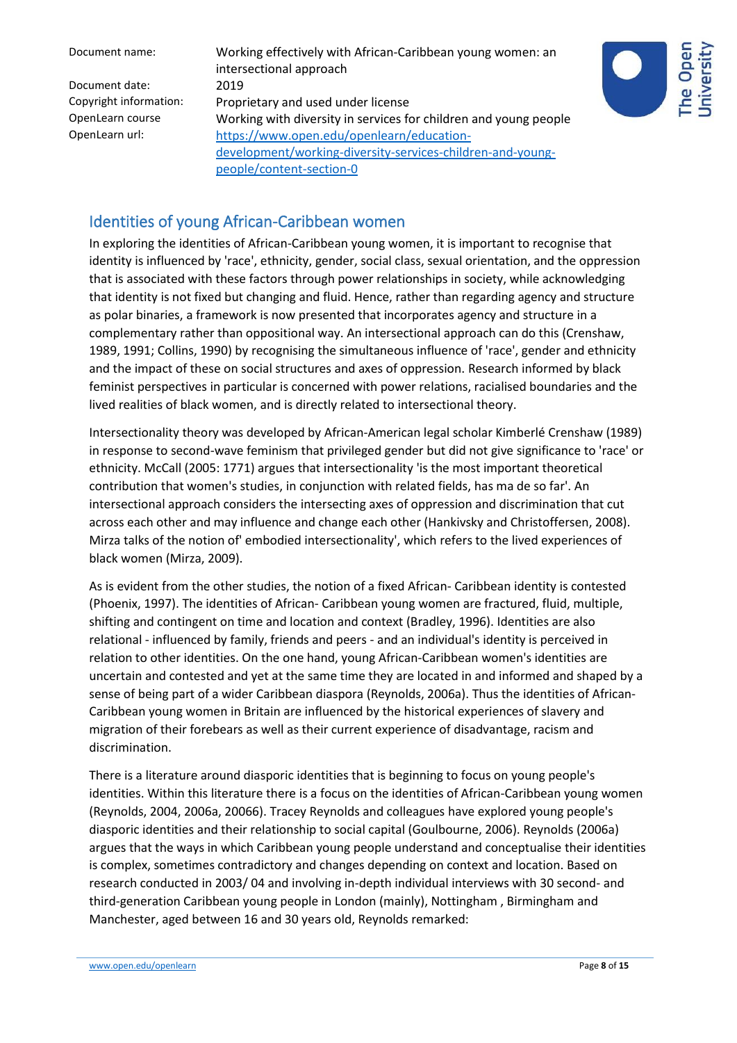Document name: Working effectively with African-Caribbean young women: an intersectional approach
Document date: 2019
Copyright information: Proprietary and used under license
OpenLearn course Working with diversity in services for children and young people
OpenLearn url: https://www.open.edu/openlearn/education-development/working-diversity-services-children-and-young-people/content-section-0

## Identities of young African-Caribbean women

In exploring the identities of African-Caribbean young women, it is important to recognise that identity is influenced by 'race', ethnicity, gender, social class, sexual orientation, and the oppression that is associated with these factors through power relationships in society, while acknowledging that identity is not fixed but changing and fluid. Hence, rather than regarding agency and structure as polar binaries, a framework is now presented that incorporates agency and structure in a complementary rather than oppositional way. An intersectional approach can do this (Crenshaw, 1989, 1991; Collins, 1990) by recognising the simultaneous influence of 'race', gender and ethnicity and the impact of these on social structures and axes of oppression. Research informed by black feminist perspectives in particular is concerned with power relations, racialised boundaries and the lived realities of black women, and is directly related to intersectional theory.

Intersectionality theory was developed by African-American legal scholar Kimberlé Crenshaw (1989) in response to second-wave feminism that privileged gender but did not give significance to 'race' or ethnicity. McCall (2005: 1771) argues that intersectionality 'is the most important theoretical contribution that women's studies, in conjunction with related fields, has ma de so far'. An intersectional approach considers the intersecting axes of oppression and discrimination that cut across each other and may influence and change each other (Hankivsky and Christoffersen, 2008). Mirza talks of the notion of' embodied intersectionality', which refers to the lived experiences of black women (Mirza, 2009).

As is evident from the other studies, the notion of a fixed African- Caribbean identity is contested (Phoenix, 1997). The identities of African- Caribbean young women are fractured, fluid, multiple, shifting and contingent on time and location and context (Bradley, 1996). Identities are also relational - influenced by family, friends and peers - and an individual's identity is perceived in relation to other identities. On the one hand, young African-Caribbean women's identities are uncertain and contested and yet at the same time they are located in and informed and shaped by a sense of being part of a wider Caribbean diaspora (Reynolds, 2006a). Thus the identities of African-Caribbean young women in Britain are influenced by the historical experiences of slavery and migration of their forebears as well as their current experience of disadvantage, racism and discrimination.

There is a literature around diasporic identities that is beginning to focus on young people's identities. Within this literature there is a focus on the identities of African-Caribbean young women (Reynolds, 2004, 2006a, 20066). Tracey Reynolds and colleagues have explored young people's diasporic identities and their relationship to social capital (Goulbourne, 2006). Reynolds (2006a) argues that the ways in which Caribbean young people understand and conceptualise their identities is complex, sometimes contradictory and changes depending on context and location. Based on research conducted in 2003/ 04 and involving in-depth individual interviews with 30 second- and third-generation Caribbean young people in London (mainly), Nottingham , Birmingham and Manchester, aged between 16 and 30 years old, Reynolds remarked: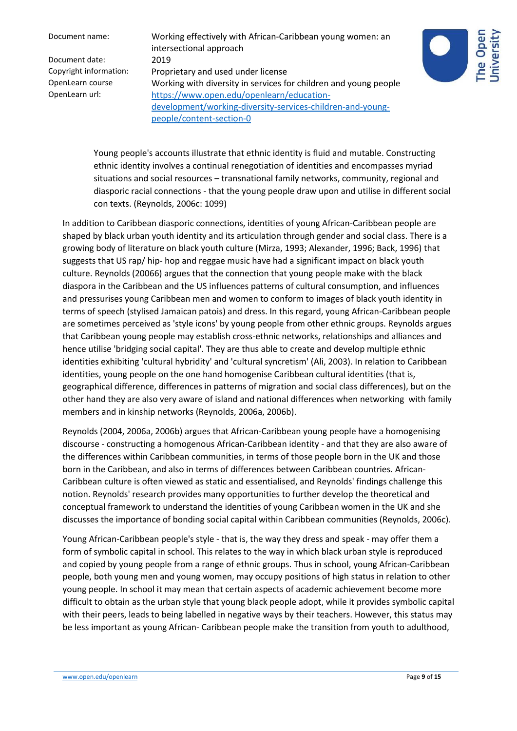> Young people's accounts illustrate that ethnic identity is fluid and mutable. Constructing ethnic identity involves a continual renegotiation of identities and encompasses myriad situations and social resources – transnational family networks, community, regional and diasporic racial connections - that the young people draw upon and utilise in different social con texts. (Reynolds, 2006c: 1099)

In addition to Caribbean diasporic connections, identities of young African-Caribbean people are shaped by black urban youth identity and its articulation through gender and social class. There is a growing body of literature on black youth culture (Mirza, 1993; Alexander, 1996; Back, 1996) that suggests that US rap/ hip- hop and reggae music have had a significant impact on black youth culture. Reynolds (20066) argues that the connection that young people make with the black diaspora in the Caribbean and the US influences patterns of cultural consumption, and influences and pressurises young Caribbean men and women to conform to images of black youth identity in terms of speech (stylised Jamaican patois) and dress. In this regard, young African-Caribbean people are sometimes perceived as 'style icons' by young people from other ethnic groups. Reynolds argues that Caribbean young people may establish cross-ethnic networks, relationships and alliances and hence utilise 'bridging social capital'. They are thus able to create and develop multiple ethnic identities exhibiting 'cultural hybridity' and 'cultural syncretism' (Ali, 2003). In relation to Caribbean identities, young people on the one hand homogenise Caribbean cultural identities (that is, geographical difference, differences in patterns of migration and social class differences), but on the other hand they are also very aware of island and national differences when networking with family members and in kinship networks (Reynolds, 2006a, 2006b).

Reynolds (2004, 2006a, 2006b) argues that African-Caribbean young people have a homogenising discourse - constructing a homogenous African-Caribbean identity - and that they are also aware of the differences within Caribbean communities, in terms of those people born in the UK and those born in the Caribbean, and also in terms of differences between Caribbean countries. African-Caribbean culture is often viewed as static and essentialised, and Reynolds' findings challenge this notion. Reynolds' research provides many opportunities to further develop the theoretical and conceptual framework to understand the identities of young Caribbean women in the UK and she discusses the importance of bonding social capital within Caribbean communities (Reynolds, 2006c).

Young African-Caribbean people's style - that is, the way they dress and speak - may offer them a form of symbolic capital in school. This relates to the way in which black urban style is reproduced and copied by young people from a range of ethnic groups. Thus in school, young African-Caribbean people, both young men and young women, may occupy positions of high status in relation to other young people. In school it may mean that certain aspects of academic achievement become more difficult to obtain as the urban style that young black people adopt, while it provides symbolic capital with their peers, leads to being labelled in negative ways by their teachers. However, this status may be less important as young African- Caribbean people make the transition from youth to adulthood,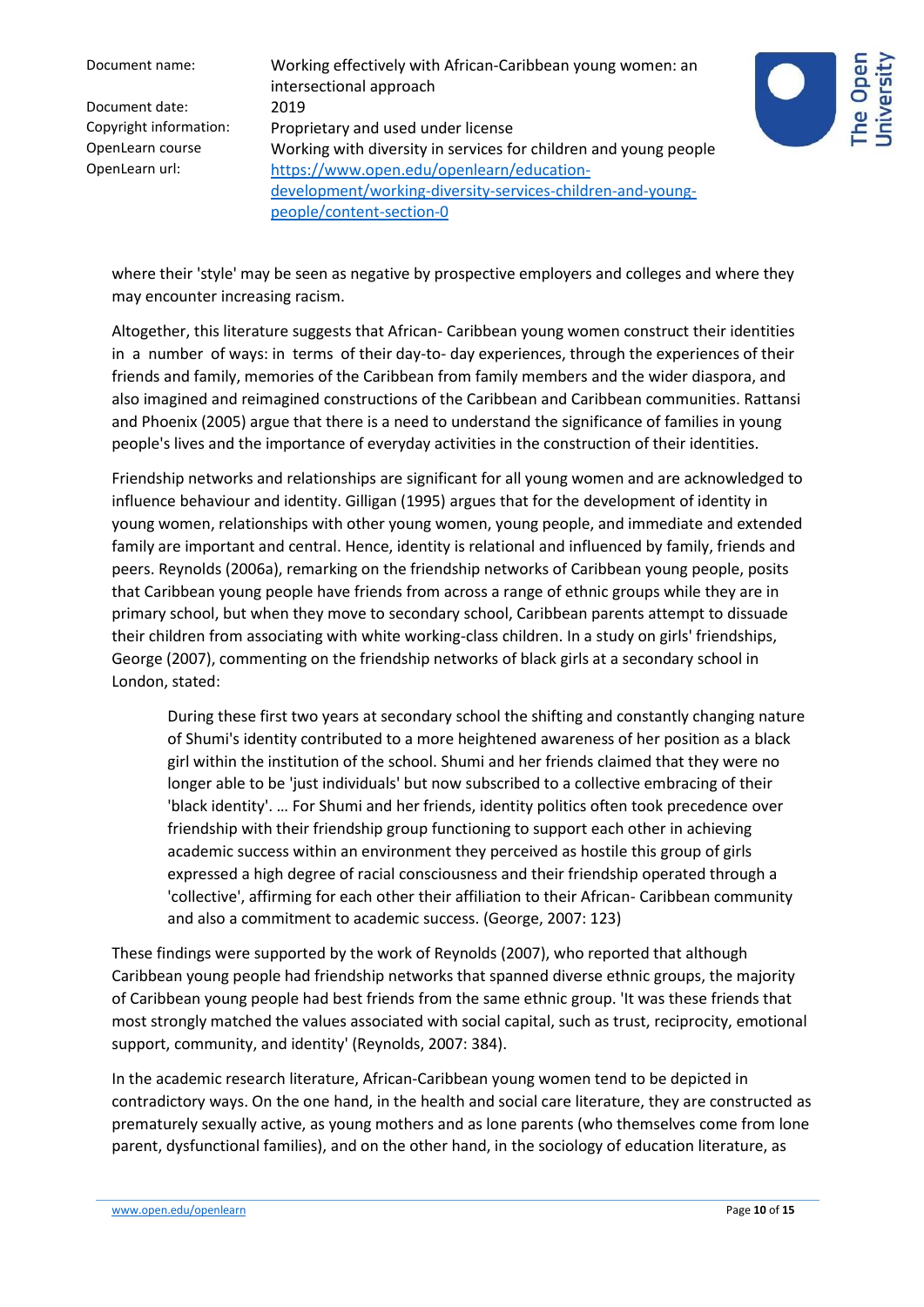where their 'style' may be seen as negative by prospective employers and colleges and where they may encounter increasing racism.

Altogether, this literature suggests that African- Caribbean young women construct their identities in a number of ways: in terms of their day-to- day experiences, through the experiences of their friends and family, memories of the Caribbean from family members and the wider diaspora, and also imagined and reimagined constructions of the Caribbean and Caribbean communities. Rattansi and Phoenix (2005) argue that there is a need to understand the significance of families in young people's lives and the importance of everyday activities in the construction of their identities.

Friendship networks and relationships are significant for all young women and are acknowledged to influence behaviour and identity. Gilligan (1995) argues that for the development of identity in young women, relationships with other young women, young people, and immediate and extended family are important and central. Hence, identity is relational and influenced by family, friends and peers. Reynolds (2006a), remarking on the friendship networks of Caribbean young people, posits that Caribbean young people have friends from across a range of ethnic groups while they are in primary school, but when they move to secondary school, Caribbean parents attempt to dissuade their children from associating with white working-class children. In a study on girls' friendships, George (2007), commenting on the friendship networks of black girls at a secondary school in London, stated:

> During these first two years at secondary school the shifting and constantly changing nature of Shumi's identity contributed to a more heightened awareness of her position as a black girl within the institution of the school. Shumi and her friends claimed that they were no longer able to be 'just individuals' but now subscribed to a collective embracing of their 'black identity'. … For Shumi and her friends, identity politics often took precedence over friendship with their friendship group functioning to support each other in achieving academic success within an environment they perceived as hostile this group of girls expressed a high degree of racial consciousness and their friendship operated through a 'collective', affirming for each other their affiliation to their African- Caribbean community and also a commitment to academic success. (George, 2007: 123)

These findings were supported by the work of Reynolds (2007), who reported that although Caribbean young people had friendship networks that spanned diverse ethnic groups, the majority of Caribbean young people had best friends from the same ethnic group. 'It was these friends that most strongly matched the values associated with social capital, such as trust, reciprocity, emotional support, community, and identity' (Reynolds, 2007: 384).

In the academic research literature, African-Caribbean young women tend to be depicted in contradictory ways. On the one hand, in the health and social care literature, they are constructed as prematurely sexually active, as young mothers and as lone parents (who themselves come from lone parent, dysfunctional families), and on the other hand, in the sociology of education literature, as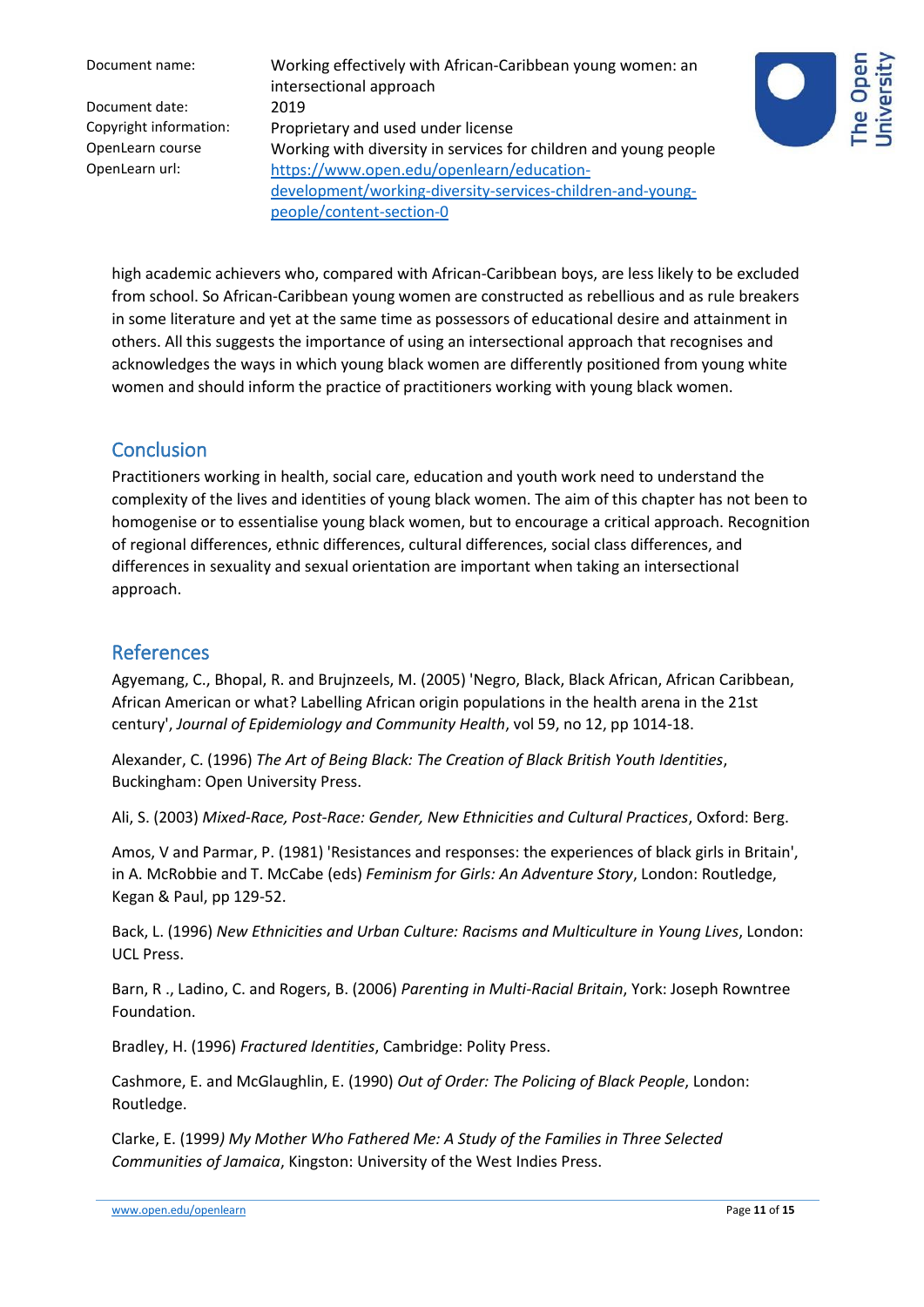high academic achievers who, compared with African-Caribbean boys, are less likely to be excluded from school. So African-Caribbean young women are constructed as rebellious and as rule breakers in some literature and yet at the same time as possessors of educational desire and attainment in others. All this suggests the importance of using an intersectional approach that recognises and acknowledges the ways in which young black women are differently positioned from young white women and should inform the practice of practitioners working with young black women.

## Conclusion

Practitioners working in health, social care, education and youth work need to understand the complexity of the lives and identities of young black women. The aim of this chapter has not been to homogenise or to essentialise young black women, but to encourage a critical approach. Recognition of regional differences, ethnic differences, cultural differences, social class differences, and differences in sexuality and sexual orientation are important when taking an intersectional approach.

## References

Agyemang, C., Bhopal, R. and Brujnzeels, M. (2005) 'Negro, Black, Black African, African Caribbean, African American or what? Labelling African origin populations in the health arena in the 21st century', *Journal of Epidemiology and Community Health*, vol 59, no 12, pp 1014-18.

Alexander, C. (1996) *The Art of Being Black: The Creation of Black British Youth Identities*, Buckingham: Open University Press.

Ali, S. (2003) *Mixed-Race, Post-Race: Gender, New Ethnicities and Cultural Practices*, Oxford: Berg.

Amos, V and Parmar, P. (1981) 'Resistances and responses: the experiences of black girls in Britain', in A. McRobbie and T. McCabe (eds) *Feminism for Girls: An Adventure Story*, London: Routledge, Kegan & Paul, pp 129-52.

Back, L. (1996) *New Ethnicities and Urban Culture: Racisms and Multiculture in Young Lives*, London: UCL Press.

Barn, R ., Ladino, C. and Rogers, B. (2006) *Parenting in Multi-Racial Britain*, York: Joseph Rowntree Foundation.

Bradley, H. (1996) *Fractured Identities*, Cambridge: Polity Press.

Cashmore, E. and McGlaughlin, E. (1990) *Out of Order: The Policing of Black People*, London: Routledge.

Clarke, E. (1999*) My Mother Who Fathered Me: A Study of the Families in Three Selected Communities of Jamaica*, Kingston: University of the West Indies Press.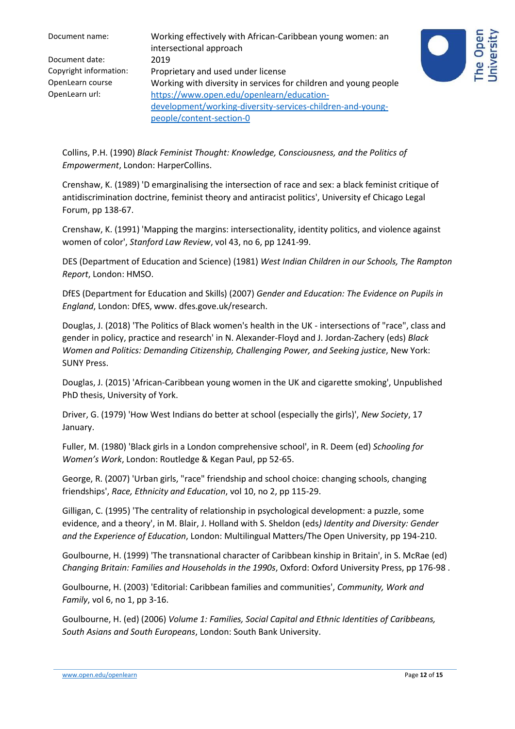Collins, P.H. (1990) *Black Feminist Thought: Knowledge, Consciousness, and the Politics of Empowerment*, London: HarperCollins.

Crenshaw, K. (1989) 'D emarginalising the intersection of race and sex: a black feminist critique of antidiscrimination doctrine, feminist theory and antiracist politics', University ef Chicago Legal Forum, pp 138-67.

Crenshaw, K. (1991) 'Mapping the margins: intersectionality, identity politics, and violence against women of color', *Stanford Law Review*, vol 43, no 6, pp 1241-99.

DES (Department of Education and Science) (1981) *West Indian Children in our Schools, The Rampton Report*, London: HMSO.

DfES (Department for Education and Skills) (2007) *Gender and Education: The Evidence on Pupils in England*, London: DfES, www. dfes.gove.uk/research.

Douglas, J. (2018) 'The Politics of Black women's health in the UK - intersections of "race", class and gender in policy, practice and research' in N. Alexander-Floyd and J. Jordan-Zachery (eds) *Black Women and Politics: Demanding Citizenship, Challenging Power, and Seeking justice*, New York: SUNY Press.

Douglas, J. (2015) 'African-Caribbean young women in the UK and cigarette smoking', Unpublished PhD thesis, University of York.

Driver, G. (1979) 'How West Indians do better at school (especially the girls)', *New Society*, 17 January.

Fuller, M. (1980) 'Black girls in a London comprehensive school', in R. Deem (ed) *Schooling for Women's Work*, London: Routledge & Kegan Paul, pp 52-65.

George, R. (2007) 'Urban girls, "race" friendship and school choice: changing schools, changing friendships', *Race, Ethnicity and Education*, vol 10, no 2, pp 115-29.

Gilligan, C. (1995) 'The centrality of relationship in psychological development: a puzzle, some evidence, and a theory', in M. Blair, J. Holland with S. Sheldon (eds*) Identity and Diversity: Gender and the Experience of Education*, London: Multilingual Matters/The Open University, pp 194-210.

Goulbourne, H. (1999) 'The transnational character of Caribbean kinship in Britain', in S. McRae (ed) *Changing Britain: Families and Households in the 1990s*, Oxford: Oxford University Press, pp 176-98 .

Goulbourne, H. (2003) 'Editorial: Caribbean families and communities', *Community, Work and Family*, vol 6, no 1, pp 3-16.

Goulbourne, H. (ed) (2006) *Volume 1: Families, Social Capital and Ethnic Identities of Caribbeans, South Asians and South Europeans*, London: South Bank University.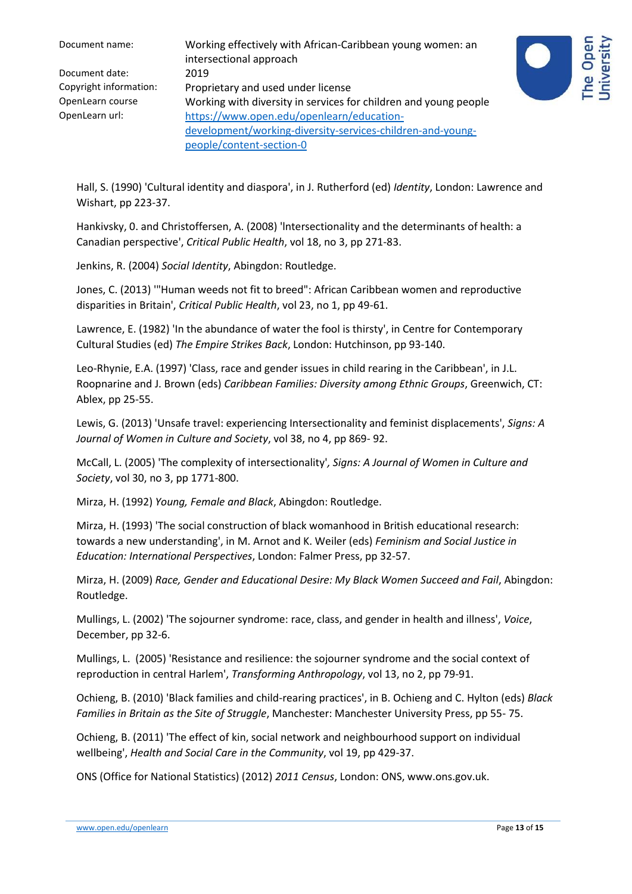Hall, S. (1990) 'Cultural identity and diaspora', in J. Rutherford (ed) *Identity*, London: Lawrence and Wishart, pp 223-37.

Hankivsky, 0. and Christoffersen, A. (2008) 'Intersectionality and the determinants of health: a Canadian perspective', *Critical Public Health*, vol 18, no 3, pp 271-83.

Jenkins, R. (2004) *Social Identity*, Abingdon: Routledge.

Jones, C. (2013) '"Human weeds not fit to breed": African Caribbean women and reproductive disparities in Britain', *Critical Public Health*, vol 23, no 1, pp 49-61.

Lawrence, E. (1982) 'In the abundance of water the fool is thirsty', in Centre for Contemporary Cultural Studies (ed) *The Empire Strikes Back*, London: Hutchinson, pp 93-140.

Leo-Rhynie, E.A. (1997) 'Class, race and gender issues in child rearing in the Caribbean', in J.L. Roopnarine and J. Brown (eds) *Caribbean Families: Diversity among Ethnic Groups*, Greenwich, CT: Ablex, pp 25-55.

Lewis, G. (2013) 'Unsafe travel: experiencing Intersectionality and feminist displacements', *Signs: A Journal of Women in Culture and Society*, vol 38, no 4, pp 869- 92.

McCall, L. (2005) 'The complexity of intersectionality', *Signs: A Journal of Women in Culture and Society*, vol 30, no 3, pp 1771-800.

Mirza, H. (1992) *Young, Female and Black*, Abingdon: Routledge.

Mirza, H. (1993) 'The social construction of black womanhood in British educational research: towards a new understanding', in M. Arnot and K. Weiler (eds) *Feminism and Social Justice in Education: International Perspectives*, London: Falmer Press, pp 32-57.

Mirza, H. (2009) *Race, Gender and Educational Desire: My Black Women Succeed and Fail*, Abingdon: Routledge.

Mullings, L. (2002) 'The sojourner syndrome: race, class, and gender in health and illness', *Voice*, December, pp 32-6.

Mullings, L. (2005) 'Resistance and resilience: the sojourner syndrome and the social context of reproduction in central Harlem', *Transforming Anthropology*, vol 13, no 2, pp 79-91.

Ochieng, B. (2010) 'Black families and child-rearing practices', in B. Ochieng and C. Hylton (eds) *Black Families in Britain as the Site of Struggle*, Manchester: Manchester University Press, pp 55- 75.

Ochieng, B. (2011) 'The effect of kin, social network and neighbourhood support on individual wellbeing', *Health and Social Care in the Community*, vol 19, pp 429-37.

ONS (Office for National Statistics) (2012) *2011 Census*, London: ONS, www.ons.gov.uk.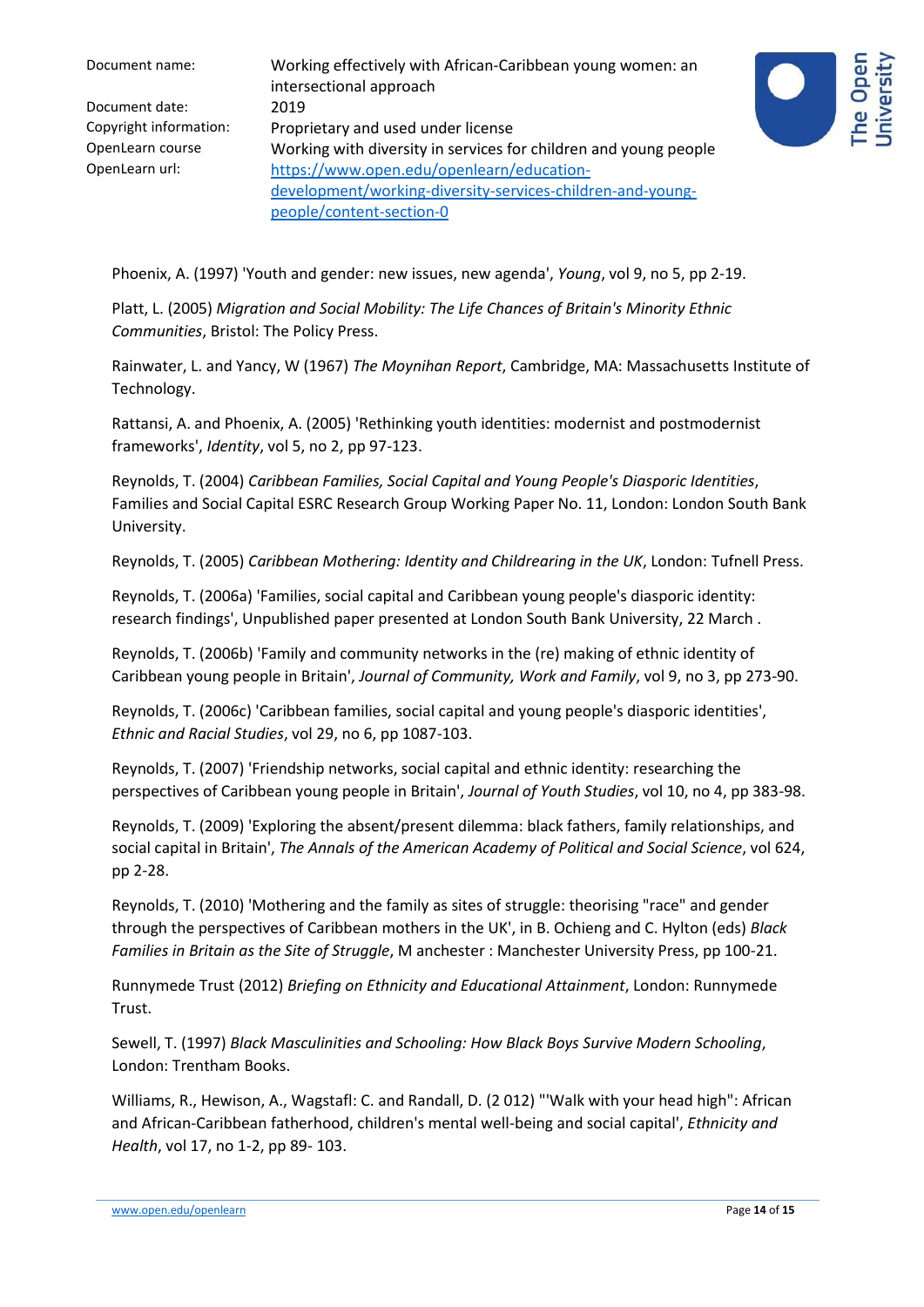Phoenix, A. (1997) 'Youth and gender: new issues, new agenda', *Young*, vol 9, no 5, pp 2-19.

Platt, L. (2005) *Migration and Social Mobility: The Life Chances of Britain's Minority Ethnic Communities*, Bristol: The Policy Press.

Rainwater, L. and Yancy, W (1967) *The Moynihan Report*, Cambridge, MA: Massachusetts Institute of Technology.

Rattansi, A. and Phoenix, A. (2005) 'Rethinking youth identities: modernist and postmodernist frameworks', *Identity*, vol 5, no 2, pp 97-123.

Reynolds, T. (2004) *Caribbean Families, Social Capital and Young People's Diasporic Identities*, Families and Social Capital ESRC Research Group Working Paper No. 11, London: London South Bank University.

Reynolds, T. (2005) *Caribbean Mothering: Identity and Childrearing in the UK*, London: Tufnell Press.

Reynolds, T. (2006a) 'Families, social capital and Caribbean young people's diasporic identity: research findings', Unpublished paper presented at London South Bank University, 22 March .

Reynolds, T. (2006b) 'Family and community networks in the (re) making of ethnic identity of Caribbean young people in Britain', *Journal of Community, Work and Family*, vol 9, no 3, pp 273-90.

Reynolds, T. (2006c) 'Caribbean families, social capital and young people's diasporic identities', *Ethnic and Racial Studies*, vol 29, no 6, pp 1087-103.

Reynolds, T. (2007) 'Friendship networks, social capital and ethnic identity: researching the perspectives of Caribbean young people in Britain', *Journal of Youth Studies*, vol 10, no 4, pp 383-98.

Reynolds, T. (2009) 'Exploring the absent/present dilemma: black fathers, family relationships, and social capital in Britain', *The Annals of the American Academy of Political and Social Science*, vol 624, pp 2-28.

Reynolds, T. (2010) 'Mothering and the family as sites of struggle: theorising "race" and gender through the perspectives of Caribbean mothers in the UK', in B. Ochieng and C. Hylton (eds) *Black Families in Britain as the Site of Struggle*, M anchester : Manchester University Press, pp 100-21.

Runnymede Trust (2012) *Briefing on Ethnicity and Educational Attainment*, London: Runnymede Trust.

Sewell, T. (1997) *Black Masculinities and Schooling: How Black Boys Survive Modern Schooling*, London: Trentham Books.

Williams, R., Hewison, A., Wagstafl: C. and Randall, D. (2 012) "'Walk with your head high": African and African-Caribbean fatherhood, children's mental well-being and social capital', *Ethnicity and Health*, vol 17, no 1-2, pp 89- 103.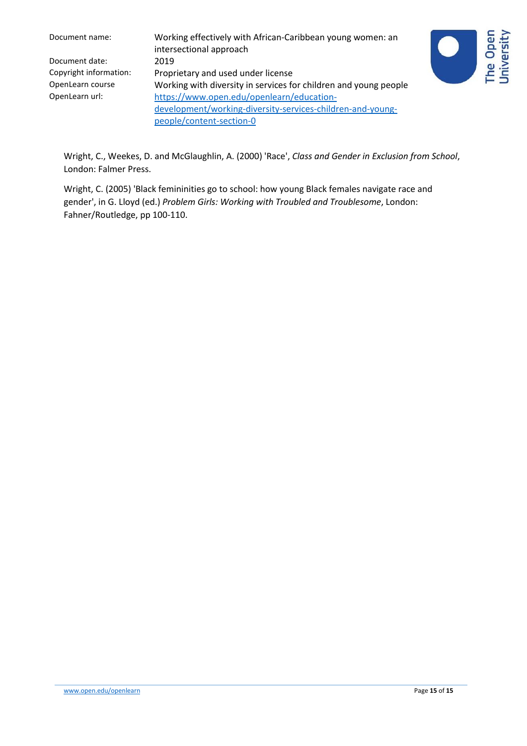Wright, C., Weekes, D. and McGlaughlin, A. (2000) 'Race', *Class and Gender in Exclusion from School*, London: Falmer Press.

Wright, C. (2005) 'Black femininities go to school: how young Black females navigate race and gender', in G. Lloyd (ed.) *Problem Girls: Working with Troubled and Troublesome*, London: Fahner/Routledge, pp 100-110.